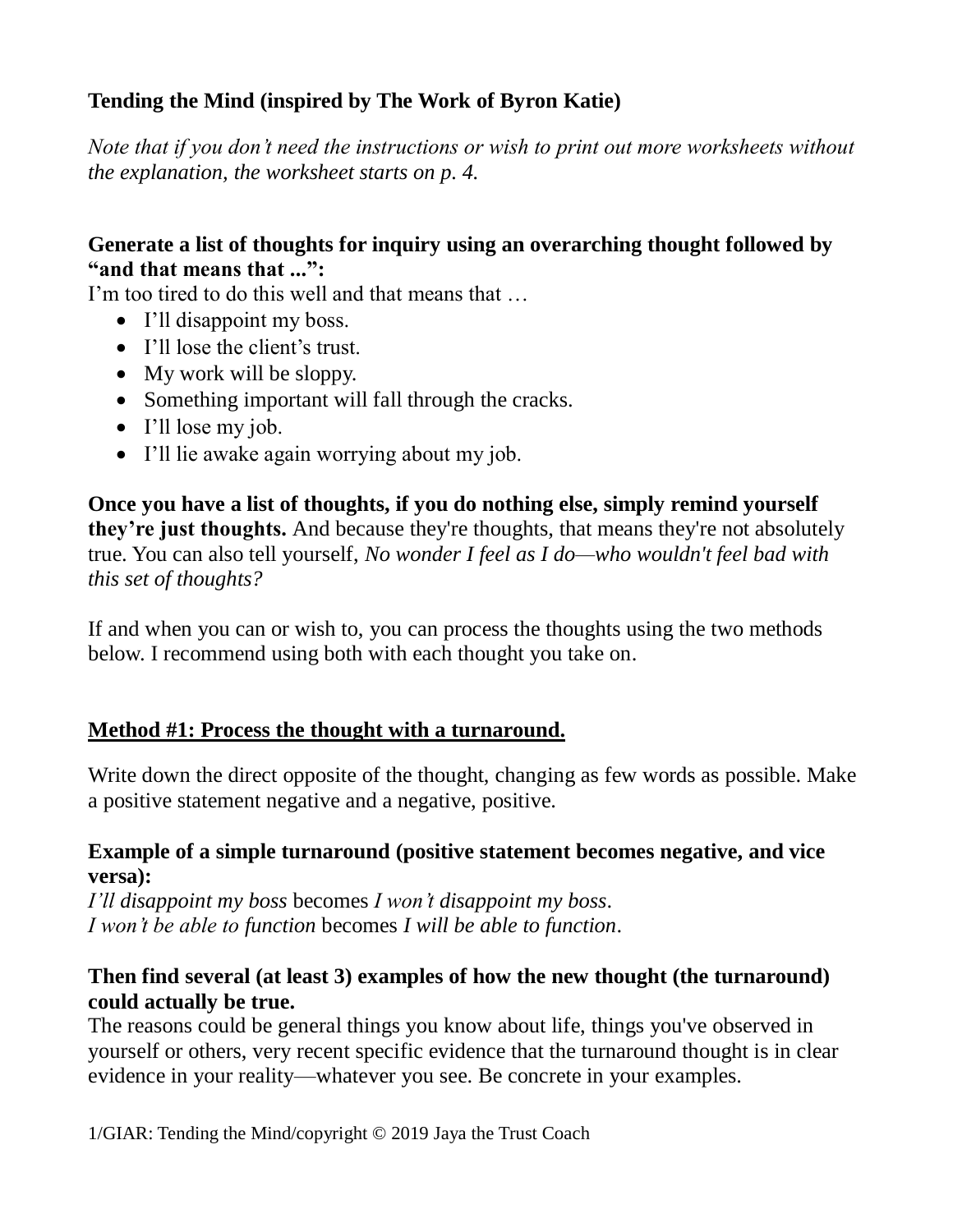**Tending the Mind (inspired by The Work of Byron Katie)**

*Note that if you don't need the instructions or wish to print out more worksheets without the explanation, the worksheet starts on p. 4.*

**Generate a list of thoughts for inquiry using an overarching thought followed by "and that means that ...":**

I'm too tired to do this well and that means that …

- I'll disappoint my boss.
- I'll lose the client's trust.
- My work will be sloppy.
- Something important will fall through the cracks.
- I'll lose my job.
- I'll lie awake again worrying about my job.

**Once you have a list of thoughts, if you do nothing else, simply remind yourself they're just thoughts.** And because they're thoughts, that means they're not absolutely true. You can also tell yourself, *No wonder I feel as I do—who wouldn't feel bad with this set of thoughts?*

If and when you can or wish to, you can process the thoughts using the two methods below. I recommend using both with each thought you take on.

**<u>Method #1: Process the thought with a turnaround.</u>**

Write down the direct opposite of the thought, changing as few words as possible. Make a positive statement negative and a negative, positive.

**Example of a simple turnaround (positive statement becomes negative, and vice versa):**

*I'll disappoint my boss* becomes *I won't disappoint my boss*.
*I won't be able to function* becomes *I will be able to function*.

**Then find several (at least 3) examples of how the new thought (the turnaround) could actually be true.**

The reasons could be general things you know about life, things you've observed in yourself or others, very recent specific evidence that the turnaround thought is in clear evidence in your reality—whatever you see. Be concrete in your examples.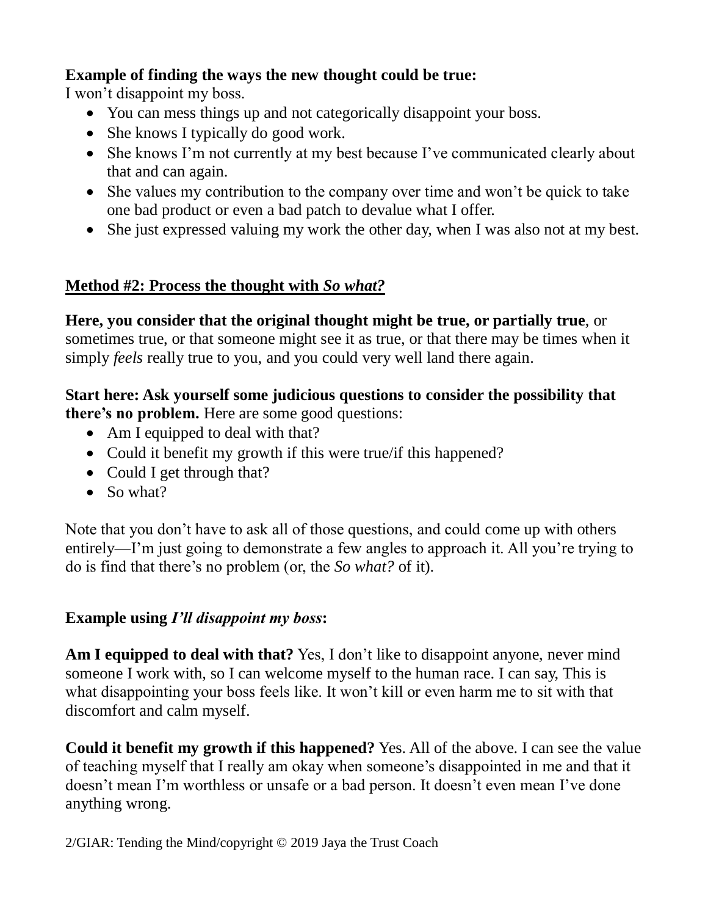**Example of finding the ways the new thought could be true:**
I won't disappoint my boss.

- You can mess things up and not categorically disappoint your boss.
- She knows I typically do good work.
- She knows I'm not currently at my best because I've communicated clearly about that and can again.
- She values my contribution to the company over time and won't be quick to take one bad product or even a bad patch to devalue what I offer.
- She just expressed valuing my work the other day, when I was also not at my best.

## Method #2: Process the thought with *So what?*

**Here, you consider that the original thought might be true, or partially true**, or sometimes true, or that someone might see it as true, or that there may be times when it simply *feels* really true to you, and you could very well land there again.

**Start here: Ask yourself some judicious questions to consider the possibility that there's no problem.** Here are some good questions:

- Am I equipped to deal with that?
- Could it benefit my growth if this were true/if this happened?
- Could I get through that?
- So what?

Note that you don't have to ask all of those questions, and could come up with others entirely—I'm just going to demonstrate a few angles to approach it. All you're trying to do is find that there's no problem (or, the *So what?* of it).

**Example using *I'll disappoint my boss*:**

**Am I equipped to deal with that?** Yes, I don't like to disappoint anyone, never mind someone I work with, so I can welcome myself to the human race. I can say, This is what disappointing your boss feels like. It won't kill or even harm me to sit with that discomfort and calm myself.

**Could it benefit my growth if this happened?** Yes. All of the above. I can see the value of teaching myself that I really am okay when someone's disappointed in me and that it doesn't mean I'm worthless or unsafe or a bad person. It doesn't even mean I've done anything wrong.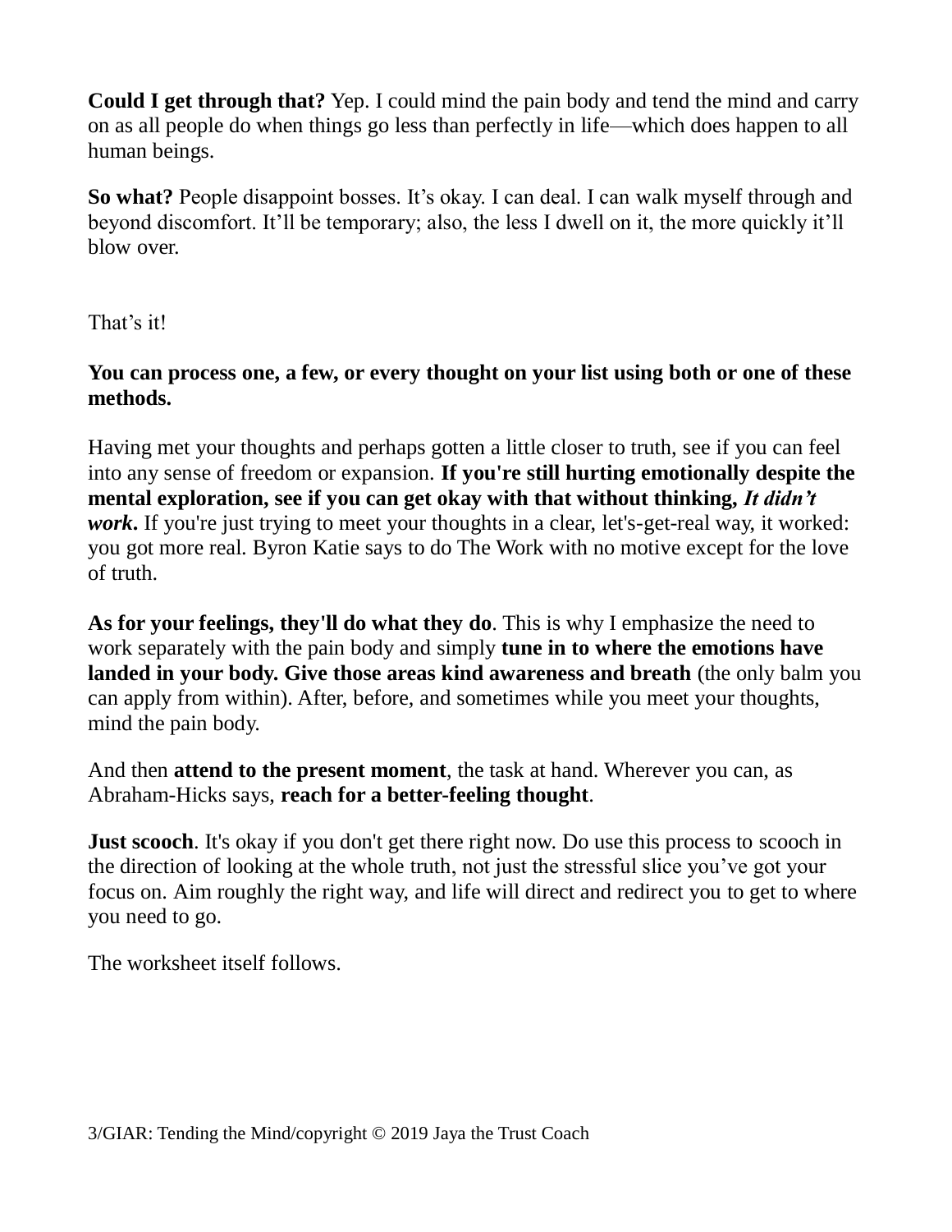**Could I get through that?** Yep. I could mind the pain body and tend the mind and carry on as all people do when things go less than perfectly in life—which does happen to all human beings.

**So what?** People disappoint bosses. It's okay. I can deal. I can walk myself through and beyond discomfort. It'll be temporary; also, the less I dwell on it, the more quickly it'll blow over.

That's it!

**You can process one, a few, or every thought on your list using both or one of these methods.**

Having met your thoughts and perhaps gotten a little closer to truth, see if you can feel into any sense of freedom or expansion. **If you're still hurting emotionally despite the mental exploration, see if you can get okay with that without thinking, *It didn't work*.** If you're just trying to meet your thoughts in a clear, let's-get-real way, it worked: you got more real. Byron Katie says to do The Work with no motive except for the love of truth.

**As for your feelings, they'll do what they do**. This is why I emphasize the need to work separately with the pain body and simply **tune in to where the emotions have landed in your body. Give those areas kind awareness and breath** (the only balm you can apply from within). After, before, and sometimes while you meet your thoughts, mind the pain body.

And then **attend to the present moment**, the task at hand. Wherever you can, as Abraham-Hicks says, **reach for a better-feeling thought**.

**Just scooch**. It's okay if you don't get there right now. Do use this process to scooch in the direction of looking at the whole truth, not just the stressful slice you've got your focus on. Aim roughly the right way, and life will direct and redirect you to get to where you need to go.

The worksheet itself follows.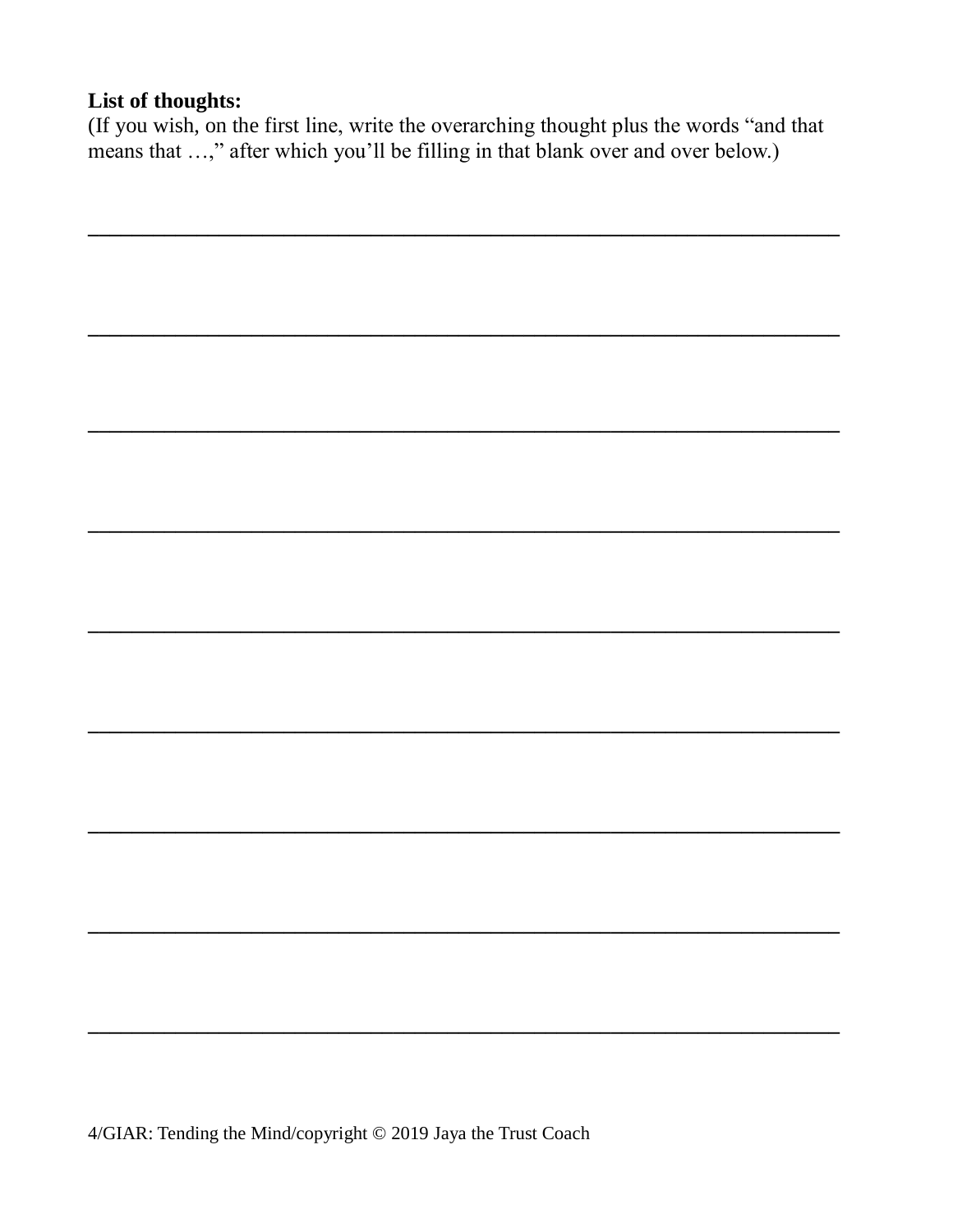**List of thoughts:**

(If you wish, on the first line, write the overarching thought plus the words "and that means that …," after which you'll be filling in that blank over and over below.)

\_\_\_\_\_\_\_\_\_\_\_\_\_\_\_\_\_\_\_\_\_\_\_\_\_\_\_\_\_\_\_\_\_\_\_\_\_\_\_\_\_\_\_\_\_\_\_\_\_\_\_\_\_\_\_\_\_\_\_\_

\_\_\_\_\_\_\_\_\_\_\_\_\_\_\_\_\_\_\_\_\_\_\_\_\_\_\_\_\_\_\_\_\_\_\_\_\_\_\_\_\_\_\_\_\_\_\_\_\_\_\_\_\_\_\_\_\_\_\_\_

\_\_\_\_\_\_\_\_\_\_\_\_\_\_\_\_\_\_\_\_\_\_\_\_\_\_\_\_\_\_\_\_\_\_\_\_\_\_\_\_\_\_\_\_\_\_\_\_\_\_\_\_\_\_\_\_\_\_\_\_

\_\_\_\_\_\_\_\_\_\_\_\_\_\_\_\_\_\_\_\_\_\_\_\_\_\_\_\_\_\_\_\_\_\_\_\_\_\_\_\_\_\_\_\_\_\_\_\_\_\_\_\_\_\_\_\_\_\_\_\_

\_\_\_\_\_\_\_\_\_\_\_\_\_\_\_\_\_\_\_\_\_\_\_\_\_\_\_\_\_\_\_\_\_\_\_\_\_\_\_\_\_\_\_\_\_\_\_\_\_\_\_\_\_\_\_\_\_\_\_\_

\_\_\_\_\_\_\_\_\_\_\_\_\_\_\_\_\_\_\_\_\_\_\_\_\_\_\_\_\_\_\_\_\_\_\_\_\_\_\_\_\_\_\_\_\_\_\_\_\_\_\_\_\_\_\_\_\_\_\_\_

\_\_\_\_\_\_\_\_\_\_\_\_\_\_\_\_\_\_\_\_\_\_\_\_\_\_\_\_\_\_\_\_\_\_\_\_\_\_\_\_\_\_\_\_\_\_\_\_\_\_\_\_\_\_\_\_\_\_\_\_

\_\_\_\_\_\_\_\_\_\_\_\_\_\_\_\_\_\_\_\_\_\_\_\_\_\_\_\_\_\_\_\_\_\_\_\_\_\_\_\_\_\_\_\_\_\_\_\_\_\_\_\_\_\_\_\_\_\_\_\_

\_\_\_\_\_\_\_\_\_\_\_\_\_\_\_\_\_\_\_\_\_\_\_\_\_\_\_\_\_\_\_\_\_\_\_\_\_\_\_\_\_\_\_\_\_\_\_\_\_\_\_\_\_\_\_\_\_\_\_\_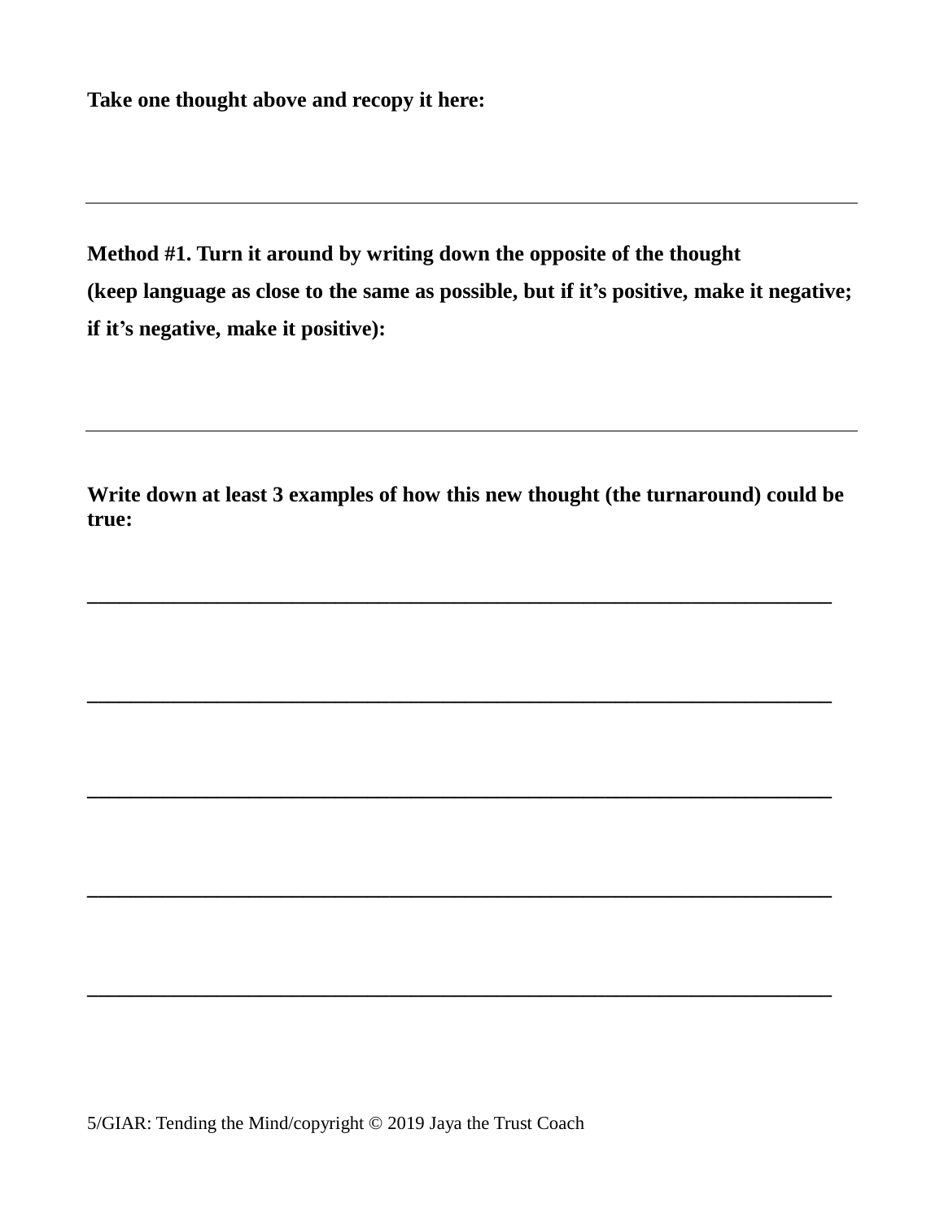**Take one thought above and recopy it here:**

---

**Method #1. Turn it around by writing down the opposite of the thought**
**(keep language as close to the same as possible, but if it's positive, make it negative; if it's negative, make it positive):**

---

**Write down at least 3 examples of how this new thought (the turnaround) could be true:**

______________________________________________________________

______________________________________________________________

______________________________________________________________

______________________________________________________________

______________________________________________________________

5/GIAR: Tending the Mind/copyright © 2019 Jaya the Trust Coach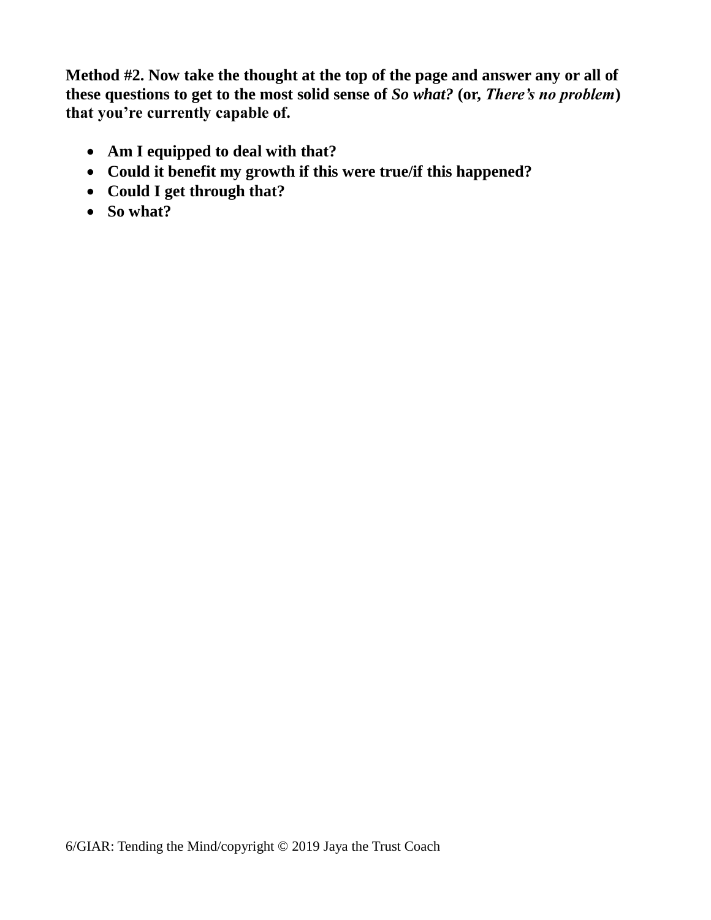**Method #2. Now take the thought at the top of the page and answer any or all of these questions to get to the most solid sense of *So what?* (or, *There's no problem*) that you're currently capable of.**

- **Am I equipped to deal with that?**
- **Could it benefit my growth if this were true/if this happened?**
- **Could I get through that?**
- **So what?**